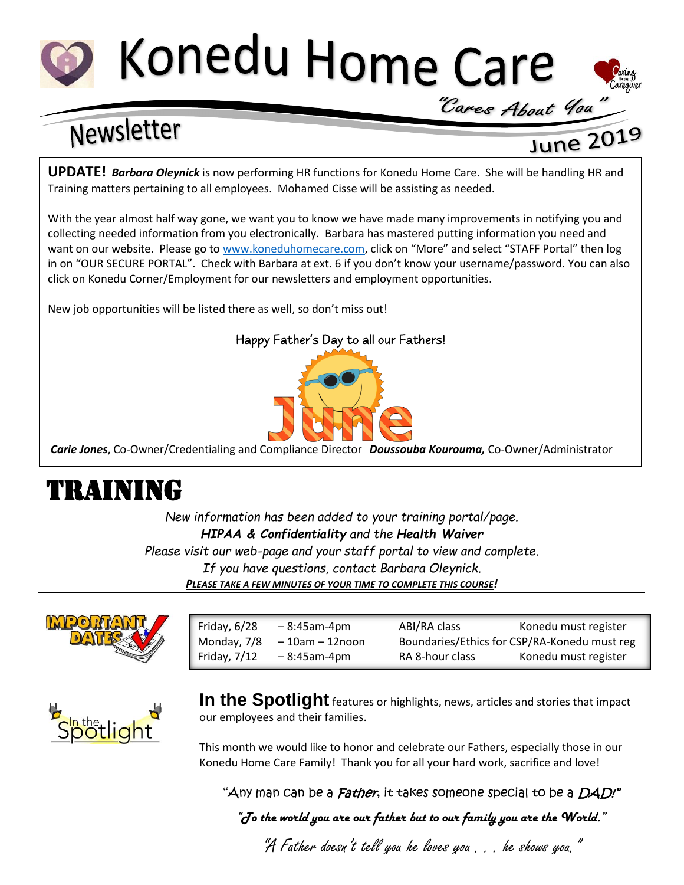# Konedu Home Care

*"Cares About You"*

## Newsletter

**June 2019**

**UPDATE!** ***Barbara Oleynick*** is now performing HR functions for Konedu Home Care. She will be handling HR and Training matters pertaining to all employees. Mohamed Cisse will be assisting as needed.

With the year almost half way gone, we want you to know we have made many improvements in notifying you and collecting needed information from you electronically. Barbara has mastered putting information you need and want on our website. Please go to www.koneduhomecare.com, click on "More" and select "STAFF Portal" then log in on "OUR SECURE PORTAL". Check with Barbara at ext. 6 if you don't know your username/password. You can also click on Konedu Corner/Employment for our newsletters and employment opportunities.

New job opportunities will be listed there as well, so don't miss out!

Happy Father's Day to all our Fathers!

June

***Carie Jones***, Co-Owner/Credentialing and Compliance Director ***Doussouba Kourouma,*** Co-Owner/Administrator

# TRAINING

*New information has been added to your training portal/page.*
***HIPAA & Confidentiality*** *and the* ***Health Waiver***
*Please visit our web-page and your staff portal to view and complete.*
*If you have questions, contact Barbara Oleynick.*
***PLEASE TAKE A FEW MINUTES OF YOUR TIME TO COMPLETE THIS COURSE!***

**IMPORTANT DATES**

| | | | |
|---|---|---|---|
| Friday, 6/28 | – 8:45am-4pm | ABI/RA class | Konedu must register |
| Monday, 7/8 | – 10am – 12noon | Boundaries/Ethics for CSP/RA-Konedu must reg | |
| Friday, 7/12 | – 8:45am-4pm | RA 8-hour class | Konedu must register |

**In the Spotlight**

**In the Spotlight** features or highlights, news, articles and stories that impact our employees and their families.

This month we would like to honor and celebrate our Fathers, especially those in our Konedu Home Care Family! Thank you for all your hard work, sacrifice and love!

"Any man can be a *Father*, it takes someone special to be a *DAD!*"

*"To the world you are our father but to our family you are the World."*

*"A Father doesn't tell you he loves you . . . he shows you."*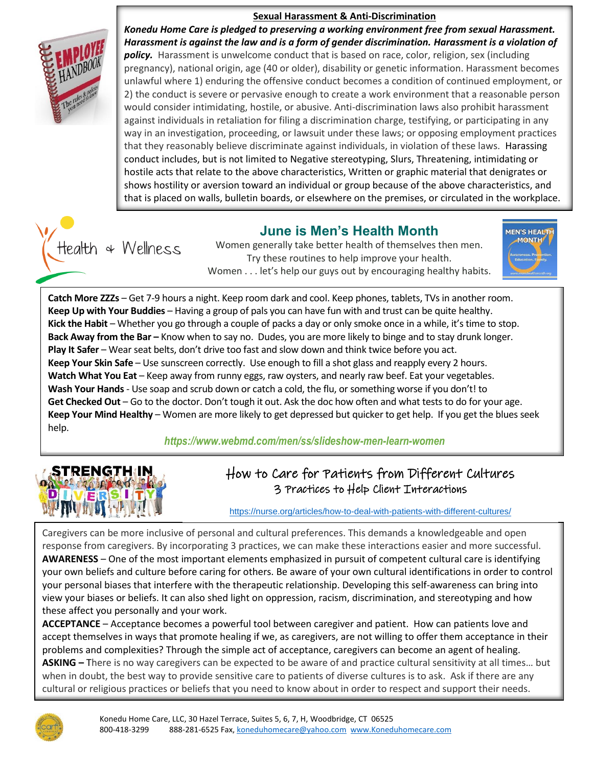## Sexual Harassment & Anti-Discrimination

***Konedu Home Care is pledged to preserving a working environment free from sexual Harassment. Harassment is against the law and is a form of gender discrimination. Harassment is a violation of policy.*** Harassment is unwelcome conduct that is based on race, color, religion, sex (including pregnancy), national origin, age (40 or older), disability or genetic information. Harassment becomes unlawful where 1) enduring the offensive conduct becomes a condition of continued employment, or 2) the conduct is severe or pervasive enough to create a work environment that a reasonable person would consider intimidating, hostile, or abusive. Anti-discrimination laws also prohibit harassment against individuals in retaliation for filing a discrimination charge, testifying, or participating in any way in an investigation, proceeding, or lawsuit under these laws; or opposing employment practices that they reasonably believe discriminate against individuals, in violation of these laws. Harassing conduct includes, but is not limited to Negative stereotyping, Slurs, Threatening, intimidating or hostile acts that relate to the above characteristics, Written or graphic material that denigrates or shows hostility or aversion toward an individual or group because of the above characteristics, and that is placed on walls, bulletin boards, or elsewhere on the premises, or circulated in the workplace.

Health & Wellness

## June is Men's Health Month

Women generally take better health of themselves then men.
Try these routines to help improve your health.
Women . . . let's help our guys out by encouraging healthy habits.

**Catch More ZZZs** – Get 7-9 hours a night. Keep room dark and cool. Keep phones, tablets, TVs in another room.
**Keep Up with Your Buddies** – Having a group of pals you can have fun with and trust can be quite healthy.
**Kick the Habit** – Whether you go through a couple of packs a day or only smoke once in a while, it's time to stop.
**Back Away from the Bar –** Know when to say no. Dudes, you are more likely to binge and to stay drunk longer.
**Play It Safer** – Wear seat belts, don't drive too fast and slow down and think twice before you act.
**Keep Your Skin Safe** – Use sunscreen correctly. Use enough to fill a shot glass and reapply every 2 hours.
**Watch What You Eat** – Keep away from runny eggs, raw oysters, and nearly raw beef. Eat your vegetables.
**Wash Your Hands** - Use soap and scrub down or catch a cold, the flu, or something worse if you don't! to
**Get Checked Out** – Go to the doctor. Don't tough it out. Ask the doc how often and what tests to do for your age.
**Keep Your Mind Healthy** – Women are more likely to get depressed but quicker to get help. If you get the blues seek help.

*https://www.webmd.com/men/ss/slideshow-men-learn-women*

## How to Care for Patients from Different Cultures

### 3 Practices to Help Client Interactions

https://nurse.org/articles/how-to-deal-with-patients-with-different-cultures/

Caregivers can be more inclusive of personal and cultural preferences. This demands a knowledgeable and open response from caregivers. By incorporating 3 practices, we can make these interactions easier and more successful.
**AWARENESS** – One of the most important elements emphasized in pursuit of competent cultural care is identifying your own beliefs and culture before caring for others. Be aware of your own cultural identifications in order to control your personal biases that interfere with the therapeutic relationship. Developing this self-awareness can bring into view your biases or beliefs. It can also shed light on oppression, racism, discrimination, and stereotyping and how these affect you personally and your work.
**ACCEPTANCE** – Acceptance becomes a powerful tool between caregiver and patient. How can patients love and accept themselves in ways that promote healing if we, as caregivers, are not willing to offer them acceptance in their problems and complexities? Through the simple act of acceptance, caregivers can become an agent of healing.
**ASKING –** There is no way caregivers can be expected to be aware of and practice cultural sensitivity at all times… but when in doubt, the best way to provide sensitive care to patients of diverse cultures is to ask. Ask if there are any cultural or religious practices or beliefs that you need to know about in order to respect and support their needs.

Konedu Home Care, LLC, 30 Hazel Terrace, Suites 5, 6, 7, H, Woodbridge, CT 06525
800-418-3299 888-281-6525 Fax, koneduhomecare@yahoo.com www.Koneduhomecare.com